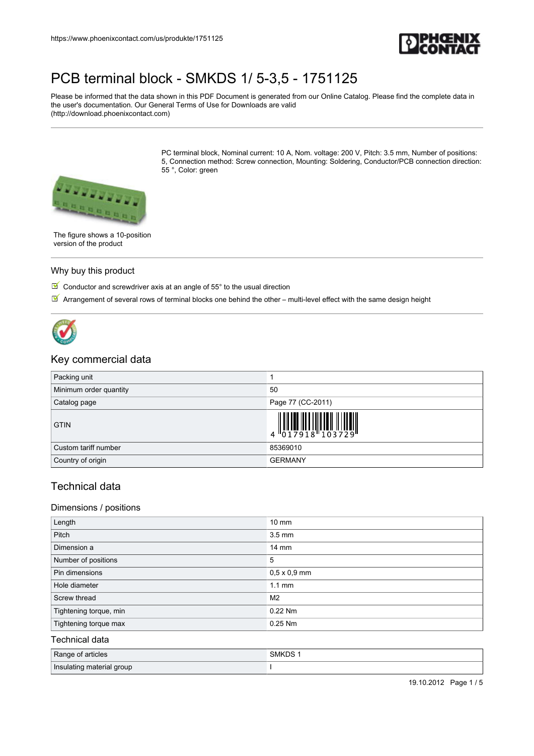# PCB terminal block - SMKDS 1/ 5-3,5 - 1751125

Please be informed that the data shown in this PDF Document is generated from our Online Catalog. Please find the complete data in the user's documentation. Our General Terms of Use for Downloads are valid (http://download.phoenixcontact.com)

PC terminal block, Nominal current: 10 A, Nom. voltage: 200 V, Pitch: 3.5 mm, Number of positions: 5, Connection method: Screw connection, Mounting: Soldering, Conductor/PCB connection direction: 55 °, Color: green

The figure shows a 10-position version of the product

## Why buy this product

- Conductor and screwdriver axis at an angle of 55° to the usual direction
- Arrangement of several rows of terminal blocks one behind the other – multi-level effect with the same design height

## Key commercial data

| | |
|---|---|
| Packing unit | 1 |
| Minimum order quantity | 50 |
| Catalog page | Page 77 (CC-2011) |
| GTIN | 4 017918 103729 |
| Custom tariff number | 85369010 |
| Country of origin | GERMANY |

## Technical data

### Dimensions / positions

| | |
|---|---|
| Length | 10 mm |
| Pitch | 3.5 mm |
| Dimension a | 14 mm |
| Number of positions | 5 |
| Pin dimensions | 0,5 x 0,9 mm |
| Hole diameter | 1.1 mm |
| Screw thread | M2 |
| Tightening torque, min | 0.22 Nm |
| Tightening torque max | 0.25 Nm |

### Technical data

| | |
|---|---|
| Range of articles | SMKDS 1 |
| Insulating material group | I |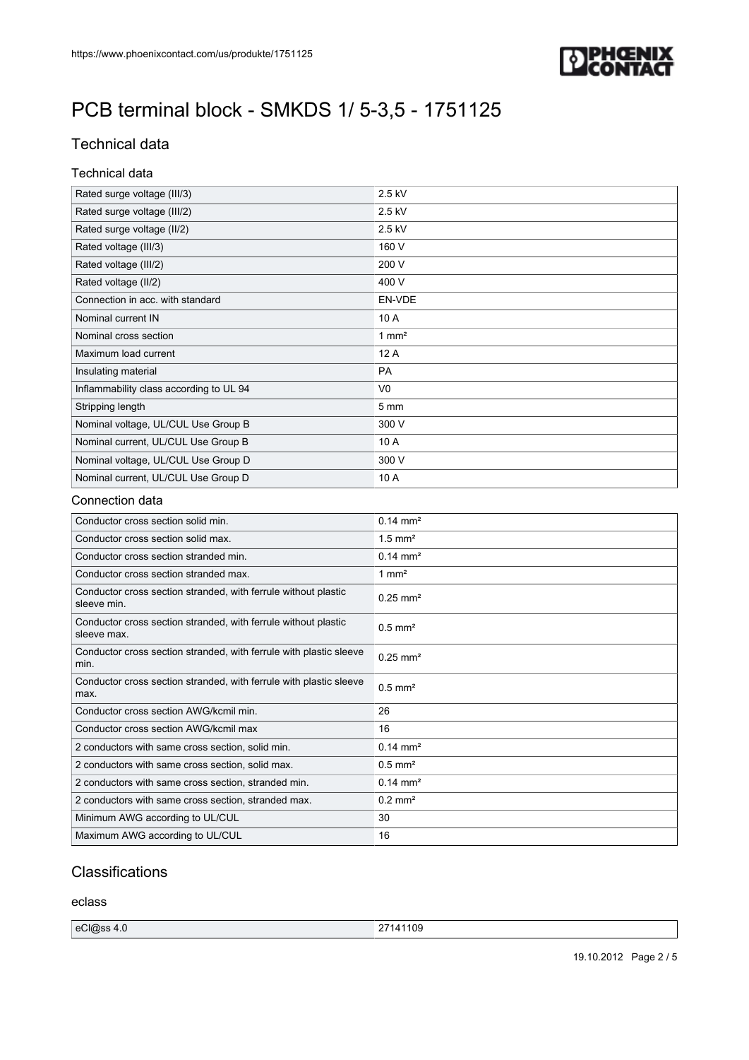# PCB terminal block - SMKDS 1/ 5-3,5 - 1751125

## Technical data

### Technical data

| | |
|---|---|
| Rated surge voltage (III/3) | 2.5 kV |
| Rated surge voltage (III/2) | 2.5 kV |
| Rated surge voltage (II/2) | 2.5 kV |
| Rated voltage (III/3) | 160 V |
| Rated voltage (III/2) | 200 V |
| Rated voltage (II/2) | 400 V |
| Connection in acc. with standard | EN-VDE |
| Nominal current IN | 10 A |
| Nominal cross section | 1 mm² |
| Maximum load current | 12 A |
| Insulating material | PA |
| Inflammability class according to UL 94 | V0 |
| Stripping length | 5 mm |
| Nominal voltage, UL/CUL Use Group B | 300 V |
| Nominal current, UL/CUL Use Group B | 10 A |
| Nominal voltage, UL/CUL Use Group D | 300 V |
| Nominal current, UL/CUL Use Group D | 10 A |

### Connection data

| | |
|---|---|
| Conductor cross section solid min. | 0.14 mm² |
| Conductor cross section solid max. | 1.5 mm² |
| Conductor cross section stranded min. | 0.14 mm² |
| Conductor cross section stranded max. | 1 mm² |
| Conductor cross section stranded, with ferrule without plastic sleeve min. | 0.25 mm² |
| Conductor cross section stranded, with ferrule without plastic sleeve max. | 0.5 mm² |
| Conductor cross section stranded, with ferrule with plastic sleeve min. | 0.25 mm² |
| Conductor cross section stranded, with ferrule with plastic sleeve max. | 0.5 mm² |
| Conductor cross section AWG/kcmil min. | 26 |
| Conductor cross section AWG/kcmil max | 16 |
| 2 conductors with same cross section, solid min. | 0.14 mm² |
| 2 conductors with same cross section, solid max. | 0.5 mm² |
| 2 conductors with same cross section, stranded min. | 0.14 mm² |
| 2 conductors with same cross section, stranded max. | 0.2 mm² |
| Minimum AWG according to UL/CUL | 30 |
| Maximum AWG according to UL/CUL | 16 |

## Classifications

### eclass

| | |
|---|---|
| eCl@ss 4.0 | 27141109 |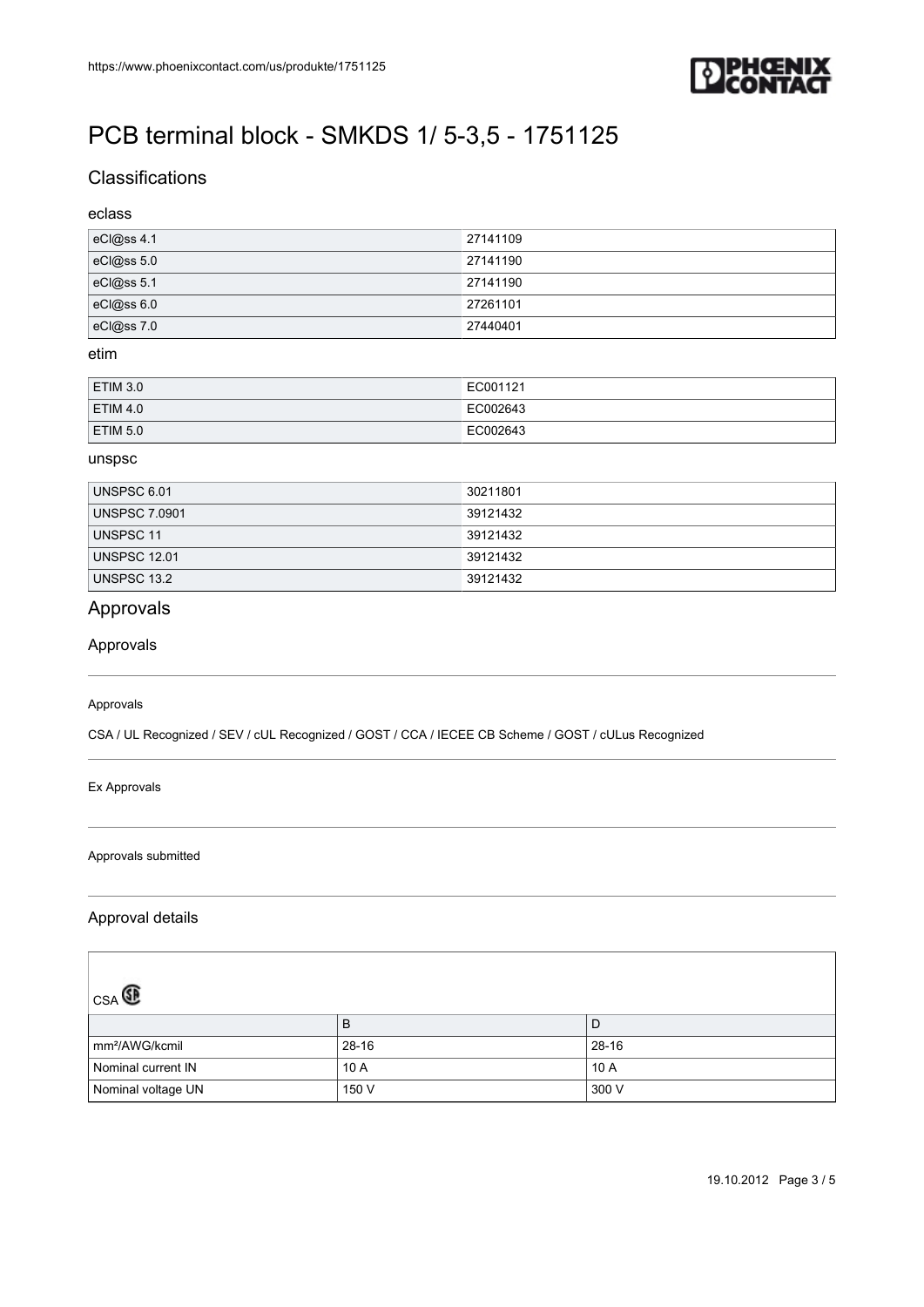# PCB terminal block - SMKDS 1/ 5-3,5 - 1751125

## Classifications

### eclass

| | |
|---|---|
| eCl@ss 4.1 | 27141109 |
| eCl@ss 5.0 | 27141190 |
| eCl@ss 5.1 | 27141190 |
| eCl@ss 6.0 | 27261101 |
| eCl@ss 7.0 | 27440401 |

### etim

| | |
|---|---|
| ETIM 3.0 | EC001121 |
| ETIM 4.0 | EC002643 |
| ETIM 5.0 | EC002643 |

### unspsc

| | |
|---|---|
| UNSPSC 6.01 | 30211801 |
| UNSPSC 7.0901 | 39121432 |
| UNSPSC 11 | 39121432 |
| UNSPSC 12.01 | 39121432 |
| UNSPSC 13.2 | 39121432 |

## Approvals

### Approvals

Approvals

CSA / UL Recognized / SEV / cUL Recognized / GOST / CCA / IECEE CB Scheme / GOST / cULus Recognized

Ex Approvals

Approvals submitted

### Approval details

CSA

| | B | D |
|---|---|---|
| mm²/AWG/kcmil | 28-16 | 28-16 |
| Nominal current IN | 10 A | 10 A |
| Nominal voltage UN | 150 V | 300 V |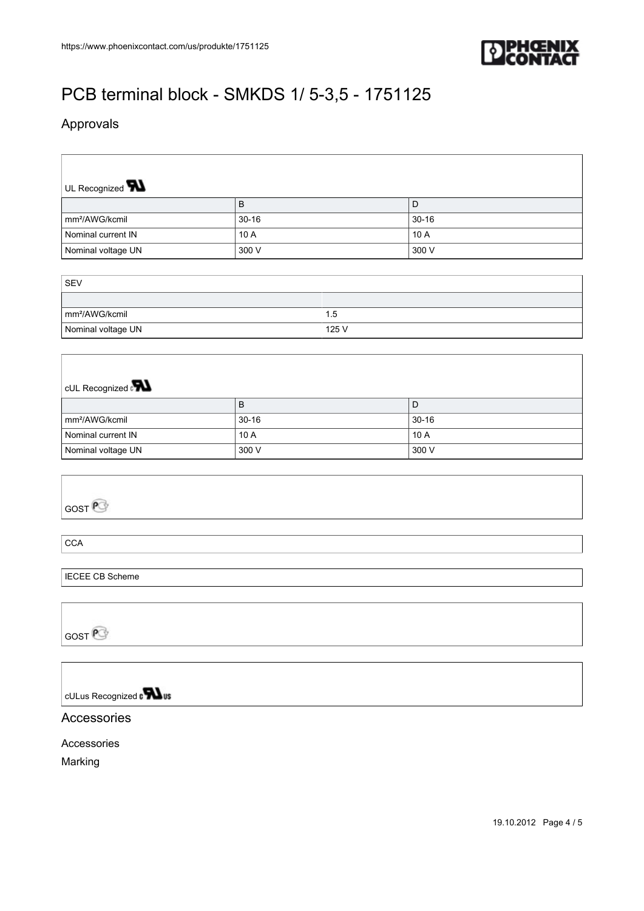# PCB terminal block - SMKDS 1/ 5-3,5 - 1751125

## Approvals

UL Recognized

| | B | D |
|---|---|---|
| mm²/AWG/kcmil | 30-16 | 30-16 |
| Nominal current IN | 10 A | 10 A |
| Nominal voltage UN | 300 V | 300 V |

SEV

| | |
|---|---|
| mm²/AWG/kcmil | 1.5 |
| Nominal voltage UN | 125 V |

cUL Recognized

| | B | D |
|---|---|---|
| mm²/AWG/kcmil | 30-16 | 30-16 |
| Nominal current IN | 10 A | 10 A |
| Nominal voltage UN | 300 V | 300 V |

GOST

CCA

IECEE CB Scheme

GOST

cULus Recognized

## Accessories

Accessories

Marking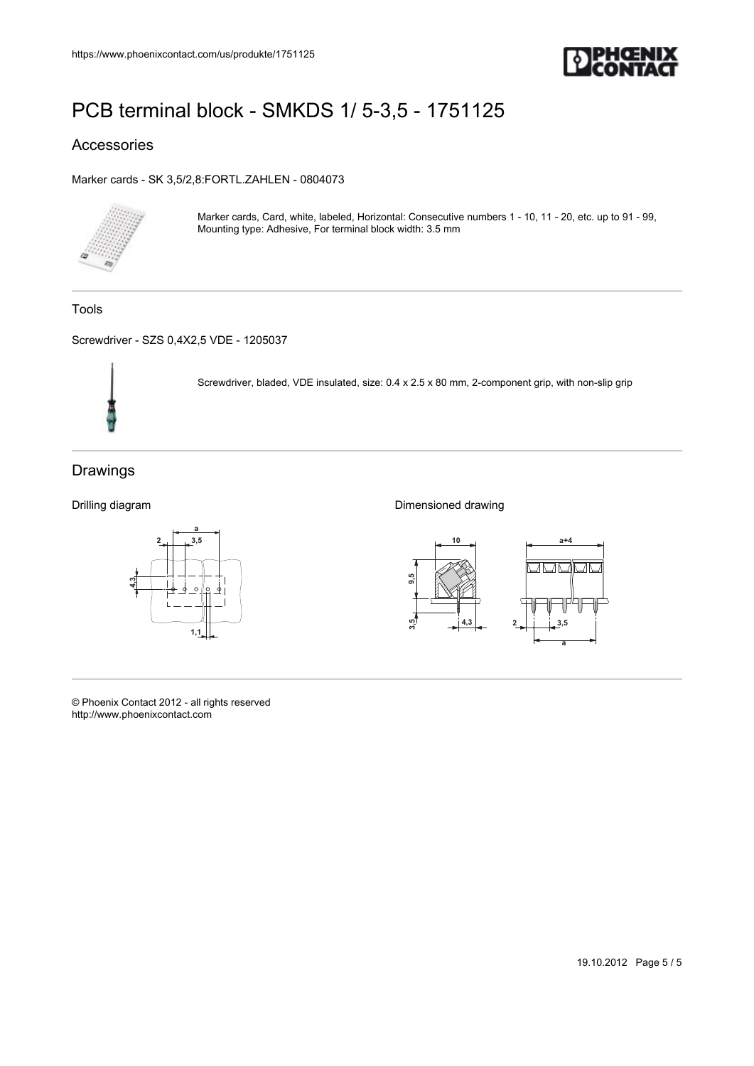# PCB terminal block - SMKDS 1/ 5-3,5 - 1751125

## Accessories

Marker cards - SK 3,5/2,8:FORTL.ZAHLEN - 0804073

Marker cards, Card, white, labeled, Horizontal: Consecutive numbers 1 - 10, 11 - 20, etc. up to 91 - 99, Mounting type: Adhesive, For terminal block width: 3.5 mm

### Tools

Screwdriver - SZS 0,4X2,5 VDE - 1205037

Screwdriver, bladed, VDE insulated, size: 0.4 x 2.5 x 80 mm, 2-component grip, with non-slip grip

## Drawings

### Drilling diagram

a

2

3,5

4,3

1,1

### Dimensioned drawing

10

9,5

3,5

4,3

a+4

2

3,5

a

© Phoenix Contact 2012 - all rights reserved
http://www.phoenixcontact.com